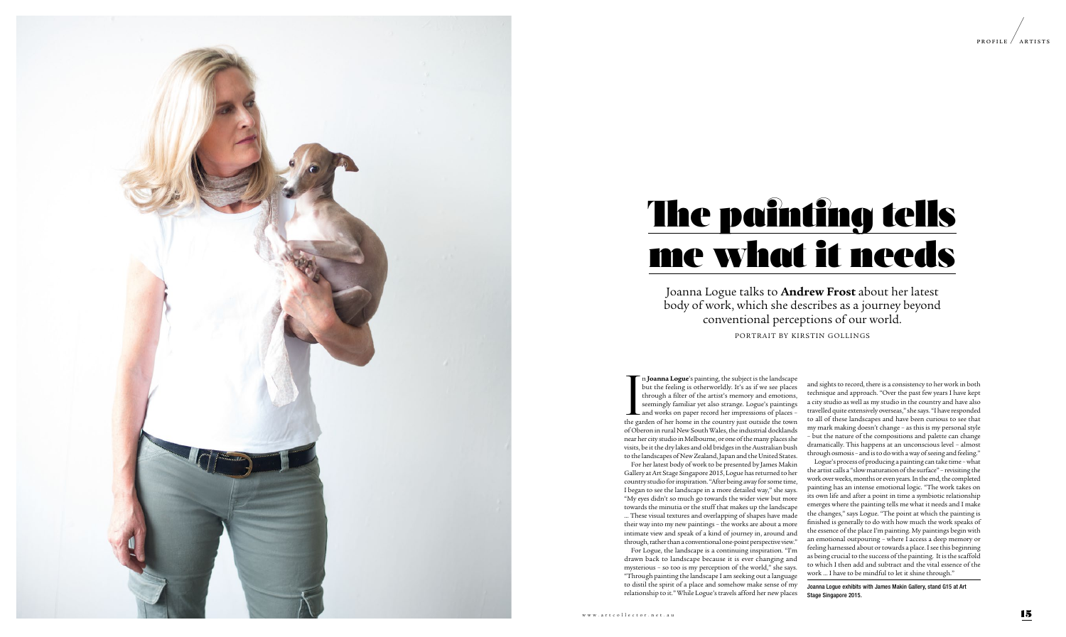# The painting tells me what it needs

Joanna Logue talks to **Andrew Frost** about her latest body of work, which she describes as a journey beyond conventional perceptions of our world.

PORTRAIT BY KIRSTIN GOLLINGS

In **Joanna Logue**'s painting, the subject is the landscape but the feeling is otherworldly. It's as if we see places through a filter of the artist's memory and emotions, seemingly familiar yet also strange. Logue's paintings and works on paper record her impressions of places – the garden of her home in the country just outside the town of Oberon in rural New South Wales, the industrial docklands near her city studio in Melbourne, or one of the many places she visits, be it the dry lakes and old bridges in the Australian bush to the landscapes of New Zealand, Japan and the United States.

For her latest body of work to be presented by James Makin Gallery at Art Stage Singapore 2015, Logue has returned to her country studio for inspiration. "After being away for some time, I began to see the landscape in a more detailed way," she says. "My eyes didn't so much go towards the wider view but more towards the minutia or the stuff that makes up the landscape ... These visual textures and overlapping of shapes have made their way into my new paintings – the works are about a more intimate view and speak of a kind of journey in, around and through, rather than a conventional one-point perspective view."

For Logue, the landscape is a continuing inspiration. "I'm drawn back to landscape because it is ever changing and mysterious – so too is my perception of the world," she says. "Through painting the landscape I am seeking out a language to distil the spirit of a place and somehow make sense of my relationship to it." While Logue's travels afford her new places and sights to record, there is a consistency to her work in both technique and approach. "Over the past few years I have kept a city studio as well as my studio in the country and have also travelled quite extensively overseas," she says. "I have responded to all of these landscapes and have been curious to see that my mark making doesn't change – as this is my personal style – but the nature of the compositions and palette can change dramatically. This happens at an unconscious level – almost through osmosis – and is to do with a way of seeing and feeling."

Logue's process of producing a painting can take time – what the artist calls a "slow maturation of the surface" – revisiting the work over weeks, months or even years. In the end, the completed painting has an intense emotional logic. "The work takes on its own life and after a point in time a symbiotic relationship emerges where the painting tells me what it needs and I make the changes," says Logue. "The point at which the painting is finished is generally to do with how much the work speaks of the essence of the place I'm painting. My paintings begin with an emotional outpouring – where I access a deep memory or feeling harnessed about or towards a place. I see this beginning as being crucial to the success of the painting. It is the scaffold to which I then add and subtract and the vital essence of the work ... I have to be mindful to let it shine through."

**Joanna Logue exhibits with James Makin Gallery, stand G15 at Art Stage Singapore 2015.**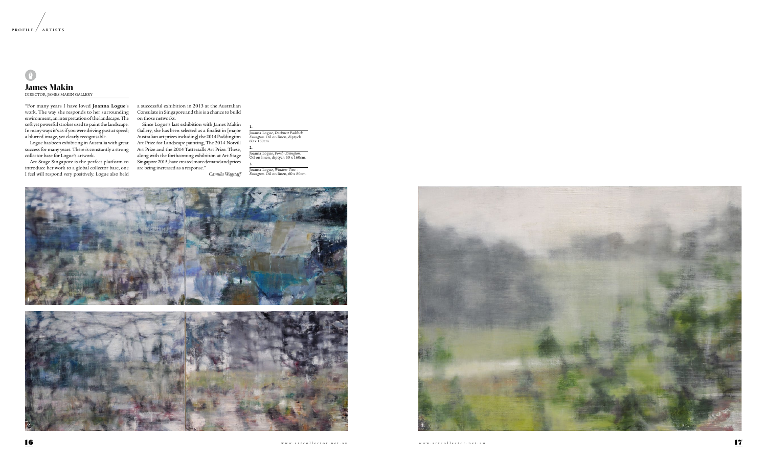## James Makin

DIRECTOR, JAMES MAKIN GALLERY

"For many years I have loved **Joanna Logue**'s work. The way she responds to her surrounding environment, an interpretation of the landscape. The soft yet powerful strokes used to paint the landscape. In many ways it's as if you were driving past at speed; a blurred image, yet clearly recognisable.

Logue has been exhibiting in Australia with great success for many years. There is constantly a strong collector base for Logue's artwork.

Art Stage Singapore is the perfect platform to introduce her work to a global collector base, one I feel will respond very positively. Logue also held a successful exhibition in 2013 at the Australian Consulate in Singapore and this is a chance to build on those networks.

Since Logue's last exhibition with James Makin Gallery, she has been selected as a finalist in [major Australian art prizes including] the 2014 Paddington Art Prize for Landscape painting, The 2014 Norvill Art Prize and the 2014 Tattersalls Art Prize. These, along with the forthcoming exhibition at Art Stage Singapore 2015, have created more demand and prices are being increased as a response."

*Camilla Wagstaff*

**1.**
Joanna Logue, *Ducknest Paddock Essington*. Oil on linen, diptych 60 x 160cm.

**2.**
Joanna Logue, *Pond - Essington*. Oil on linen, diptych 60 x 160cm.

**3.**
Joanna Logue, *Window View - Essington*. Oil on linen, 60 x 80cm.